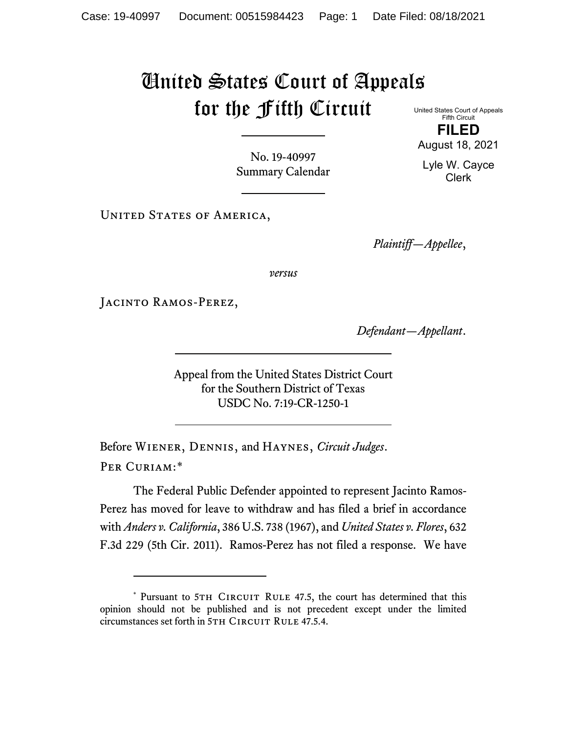# United States Court of Appeals for the Fifth Circuit

United States Court of Appeals
Fifth Circuit

**FILED**

August 18, 2021

Lyle W. Cayce
Clerk

---

No. 19-40997
Summary Calendar

---

United States of America,

*Plaintiff—Appellee*,

*versus*

Jacinto Ramos-Perez,

*Defendant—Appellant*.

---

Appeal from the United States District Court
for the Southern District of Texas
USDC No. 7:19-CR-1250-1

---

Before Wiener, Dennis, and Haynes, *Circuit Judges*.

Per Curiam:*

The Federal Public Defender appointed to represent Jacinto Ramos-Perez has moved for leave to withdraw and has filed a brief in accordance with *Anders v. California*, 386 U.S. 738 (1967), and *United States v. Flores*, 632 F.3d 229 (5th Cir. 2011). Ramos-Perez has not filed a response. We have

---

* Pursuant to 5th Circuit Rule 47.5, the court has determined that this opinion should not be published and is not precedent except under the limited circumstances set forth in 5th Circuit Rule 47.5.4.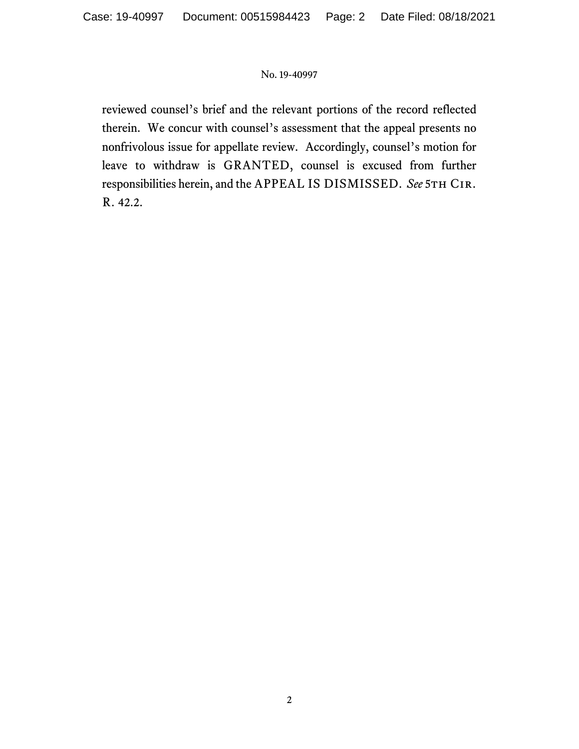reviewed counsel's brief and the relevant portions of the record reflected therein. We concur with counsel's assessment that the appeal presents no nonfrivolous issue for appellate review. Accordingly, counsel's motion for leave to withdraw is GRANTED, counsel is excused from further responsibilities herein, and the APPEAL IS DISMISSED. *See* 5TH CIR. R. 42.2.